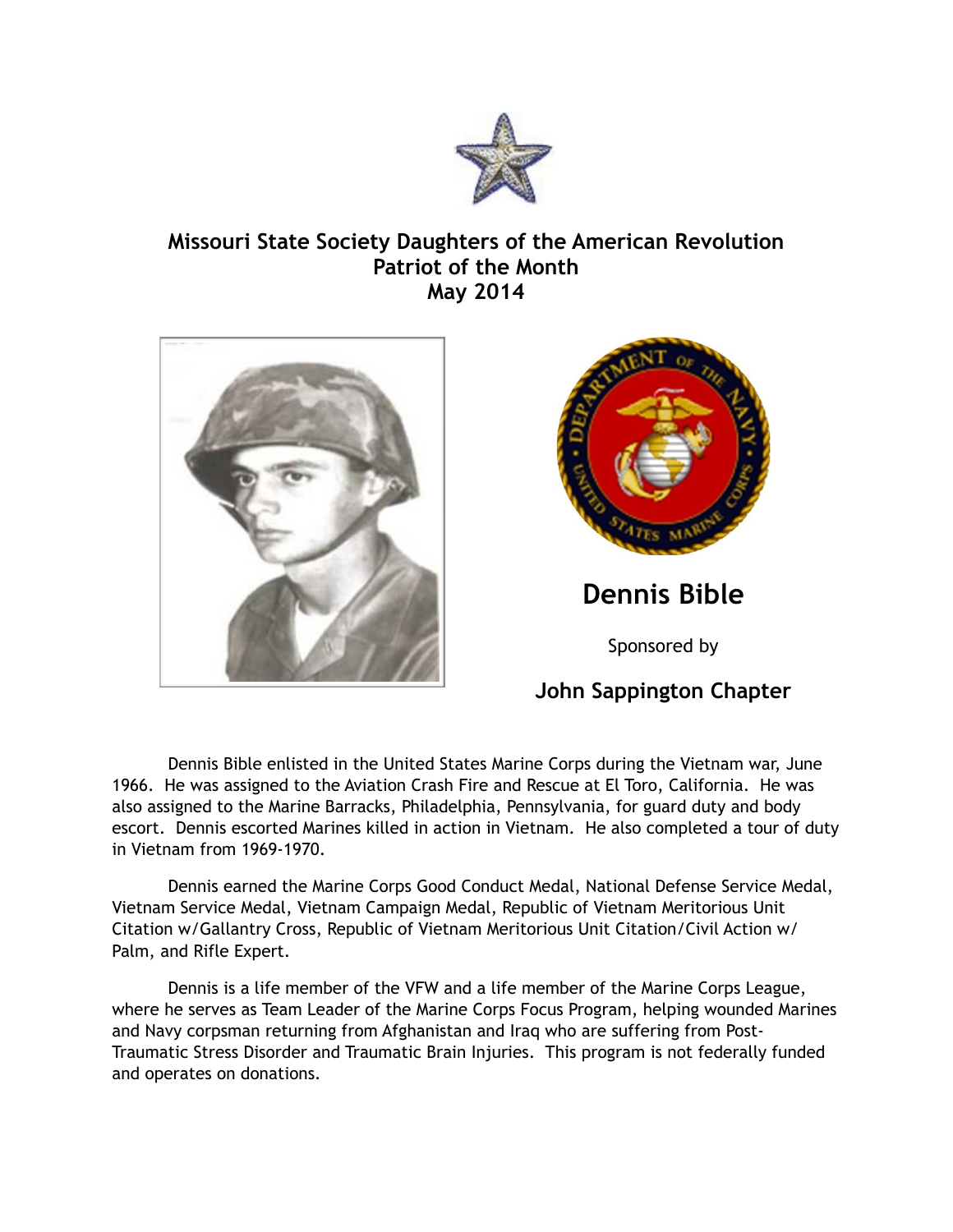# Missouri State Society Daughters of the American Revolution
## Patriot of the Month
## May 2014

## Dennis Bible

Sponsored by

**John Sappington Chapter**

Dennis Bible enlisted in the United States Marine Corps during the Vietnam war, June 1966. He was assigned to the Aviation Crash Fire and Rescue at El Toro, California. He was also assigned to the Marine Barracks, Philadelphia, Pennsylvania, for guard duty and body escort. Dennis escorted Marines killed in action in Vietnam. He also completed a tour of duty in Vietnam from 1969-1970.

Dennis earned the Marine Corps Good Conduct Medal, National Defense Service Medal, Vietnam Service Medal, Vietnam Campaign Medal, Republic of Vietnam Meritorious Unit Citation w/Gallantry Cross, Republic of Vietnam Meritorious Unit Citation/Civil Action w/ Palm, and Rifle Expert.

Dennis is a life member of the VFW and a life member of the Marine Corps League, where he serves as Team Leader of the Marine Corps Focus Program, helping wounded Marines and Navy corpsman returning from Afghanistan and Iraq who are suffering from Post-Traumatic Stress Disorder and Traumatic Brain Injuries. This program is not federally funded and operates on donations.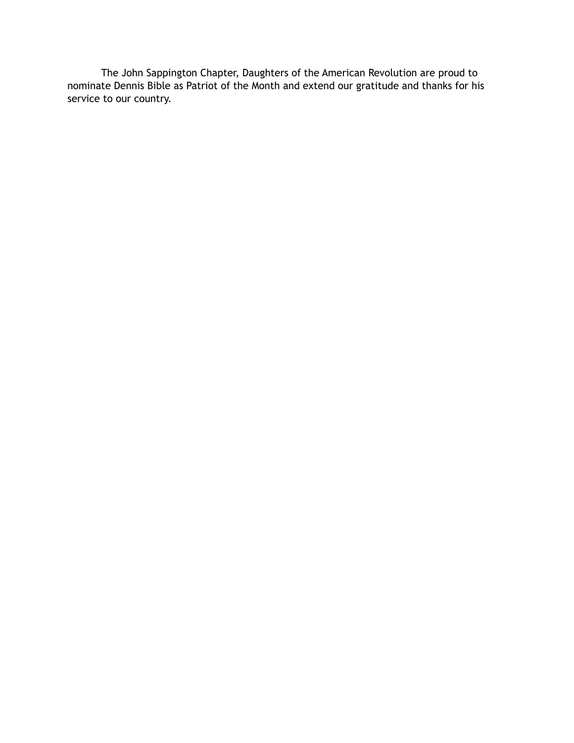The John Sappington Chapter, Daughters of the American Revolution are proud to nominate Dennis Bible as Patriot of the Month and extend our gratitude and thanks for his service to our country.